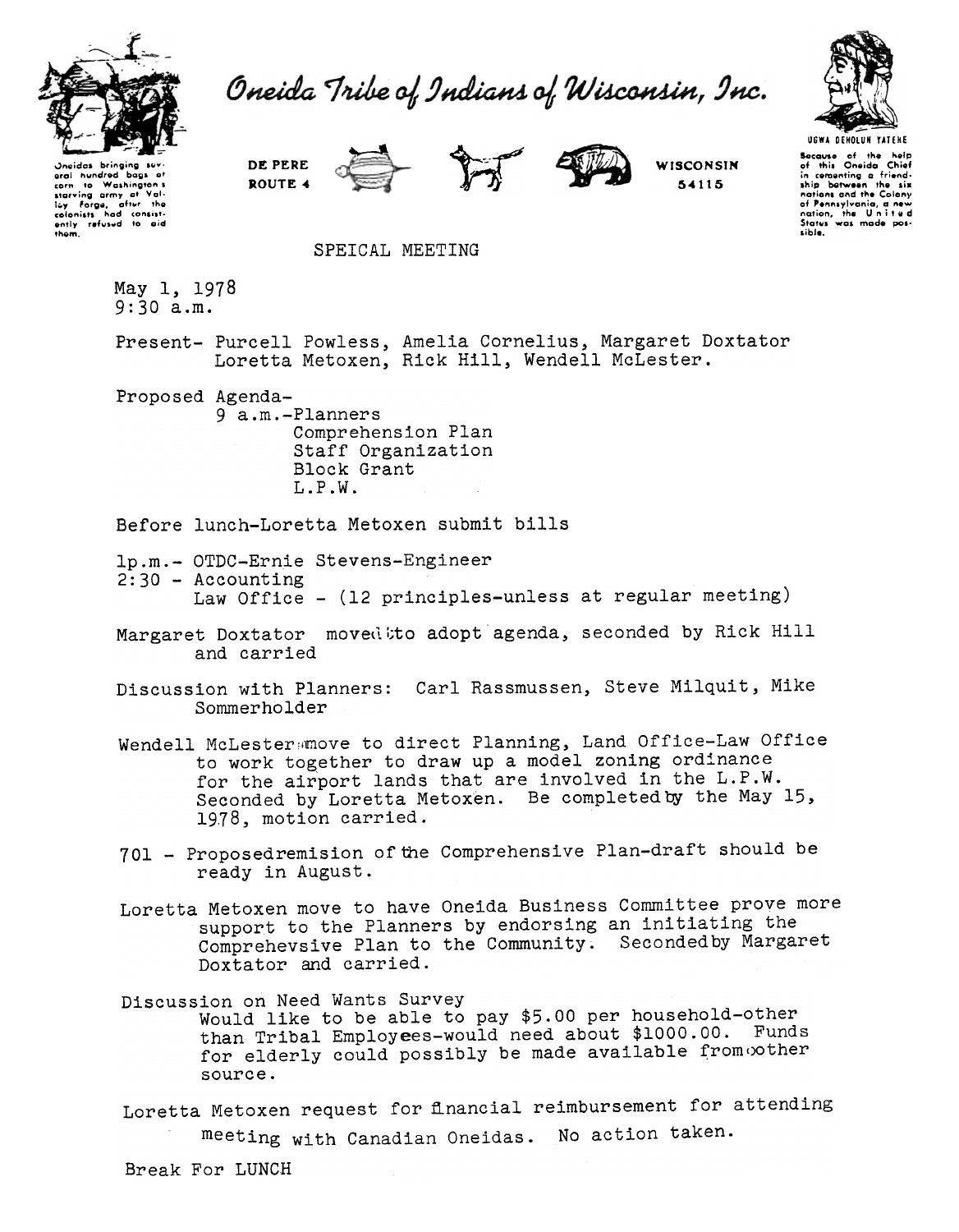# Oneida Tribe of Indians of Wisconsin, Inc.

Oneidas bringing several hundred bags of corn to Washington's starving army at Valley Forge, after the colonists had consistently refused to aid them.

DE PERE
ROUTE 4

WISCONSIN
54115

UGWA DEHOLUN YATEHE

Because of the help of this Oneida Chief in cementing a friendship between the six nations and the Colony of Pennsylvania, a new nation, the United States was made possible.

SPEICAL MEETING

May 1, 1978
9:30 a.m.

Present- Purcell Powless, Amelia Cornelius, Margaret Doxtator
Loretta Metoxen, Rick Hill, Wendell McLester.

Proposed Agenda-
9 a.m.-Planners
Comprehension Plan
Staff Organization
Block Grant
L.P.W.

Before lunch-Loretta Metoxen submit bills

1p.m.- OTDC-Ernie Stevens-Engineer
2:30 - Accounting
Law Office - (12 principles-unless at regular meeting)

Margaret Doxtator moved to adopt agenda, seconded by Rick Hill and carried

Discussion with Planners: Carl Rassmussen, Steve Milquit, Mike Sommerholder

Wendell McLester move to direct Planning, Land Office-Law Office to work together to draw up a model zoning ordinance for the airport lands that are involved in the L.P.W. Seconded by Loretta Metoxen. Be completed by the May 15, 1978, motion carried.

701 - Proposed remision of the Comprehensive Plan-draft should be ready in August.

Loretta Metoxen move to have Oneida Business Committee prove more support to the Planners by endorsing an initiating the Comprehevsive Plan to the Community. Seconded by Margaret Doxtator and carried.

Discussion on Need Wants Survey
Would like to be able to pay $5.00 per household-other than Tribal Employees-would need about $1000.00. Funds for elderly could possibly be made available from other source.

Loretta Metoxen request for financial reimbursement for attending meeting with Canadian Oneidas. No action taken.

Break For LUNCH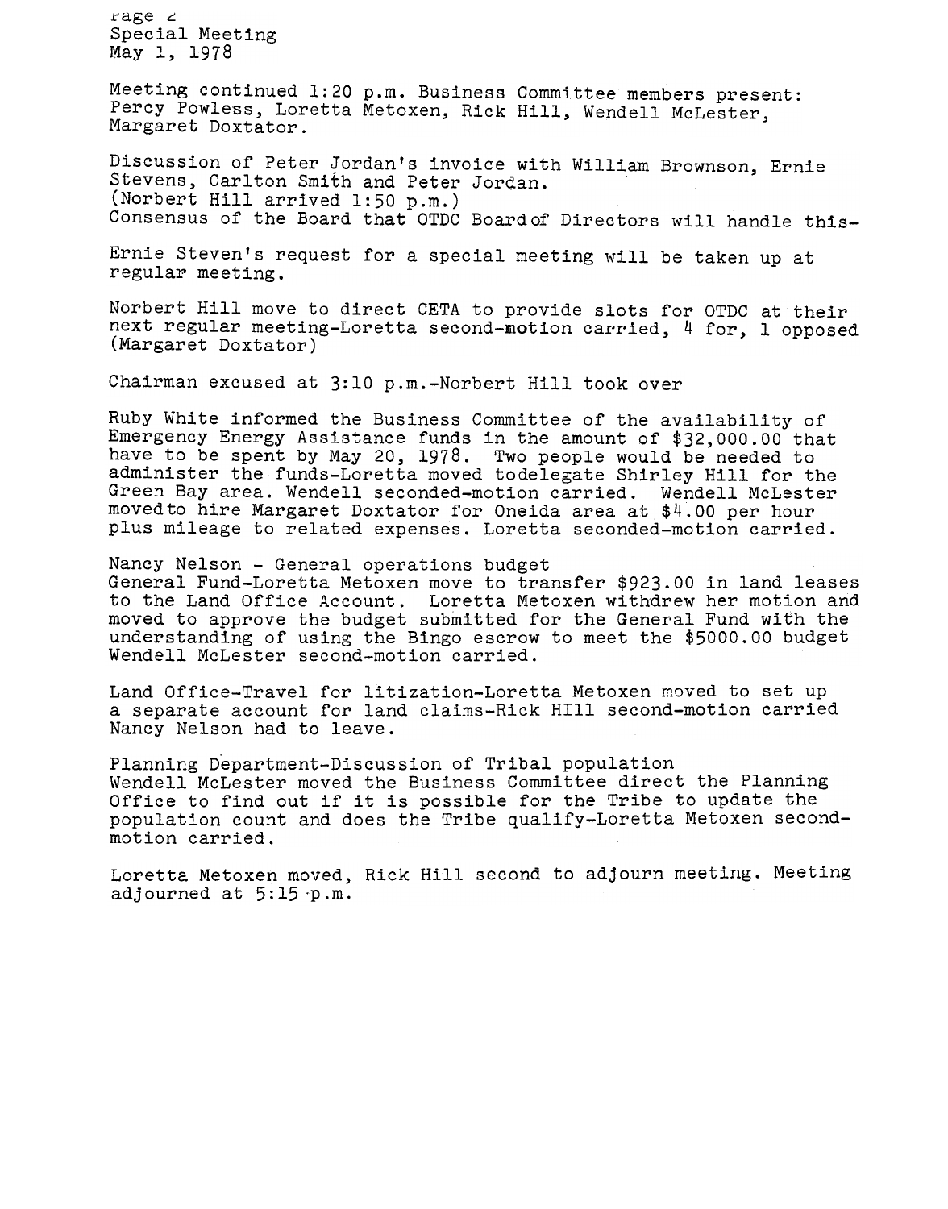Special Meeting
May 1, 1978

Meeting continued 1:20 p.m. Business Committee members present: Percy Powless, Loretta Metoxen, Rick Hill, Wendell McLester, Margaret Doxtator.

Discussion of Peter Jordan's invoice with William Brownson, Ernie Stevens, Carlton Smith and Peter Jordan.
(Norbert Hill arrived 1:50 p.m.)
Consensus of the Board that OTDC Boardof Directors will handle this-

Ernie Steven's request for a special meeting will be taken up at regular meeting.

Norbert Hill move to direct CETA to provide slots for OTDC at their next regular meeting-Loretta second-motion carried, 4 for, 1 opposed (Margaret Doxtator)

Chairman excused at 3:10 p.m.-Norbert Hill took over

Ruby White informed the Business Committee of the availability of Emergency Energy Assistance funds in the amount of $32,000.00 that have to be spent by May 20, 1978. Two people would be needed to administer the funds-Loretta moved todelegate Shirley Hill for the Green Bay area. Wendell seconded-motion carried. Wendell McLester movedto hire Margaret Doxtator for Oneida area at $4.00 per hour plus mileage to related expenses. Loretta seconded-motion carried.

Nancy Nelson - General operations budget
General Fund-Loretta Metoxen move to transfer $923.00 in land leases to the Land Office Account. Loretta Metoxen withdrew her motion and moved to approve the budget submitted for the General Fund with the understanding of using the Bingo escrow to meet the $5000.00 budget Wendell McLester second-motion carried.

Land Office-Travel for litization-Loretta Metoxen moved to set up a separate account for land claims-Rick HIll second-motion carried Nancy Nelson had to leave.

Planning Department-Discussion of Tribal population
Wendell McLester moved the Business Committee direct the Planning Office to find out if it is possible for the Tribe to update the population count and does the Tribe qualify-Loretta Metoxen second-motion carried.

Loretta Metoxen moved, Rick Hill second to adjourn meeting. Meeting adjourned at 5:15 p.m.